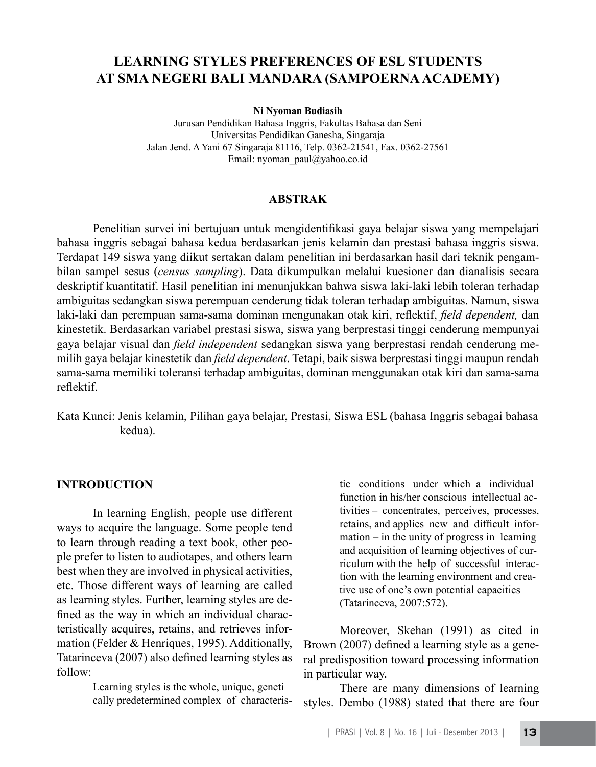# LEARNING STYLES PREFERENCES OF ESL STUDENTS AT SMA NEGERI BALI MANDARA (SAMPOERNA ACADEMY)

**Ni Nyoman Budiasih**

Jurusan Pendidikan Bahasa Inggris, Fakultas Bahasa dan Seni
Universitas Pendidikan Ganesha, Singaraja
Jalan Jend. A Yani 67 Singaraja 81116, Telp. 0362-21541, Fax. 0362-27561
Email: nyoman_paul@yahoo.co.id

## ABSTRAK

Penelitian survei ini bertujuan untuk mengidentifikasi gaya belajar siswa yang mempelajari bahasa inggris sebagai bahasa kedua berdasarkan jenis kelamin dan prestasi bahasa inggris siswa. Terdapat 149 siswa yang diikut sertakan dalam penelitian ini berdasarkan hasil dari teknik pengambilan sampel sesus (*census sampling*). Data dikumpulkan melalui kuesioner dan dianalisis secara deskriptif kuantitatif. Hasil penelitian ini menunjukkan bahwa siswa laki-laki lebih toleran terhadap ambiguitas sedangkan siswa perempuan cenderung tidak toleran terhadap ambiguitas. Namun, siswa laki-laki dan perempuan sama-sama dominan mengunakan otak kiri, reflektif, *field dependent,* dan kinestetik. Berdasarkan variabel prestasi siswa, siswa yang berprestasi tinggi cenderung mempunyai gaya belajar visual dan *field independent* sedangkan siswa yang berprestasi rendah cenderung memilih gaya belajar kinestetik dan *field dependent*. Tetapi, baik siswa berprestasi tinggi maupun rendah sama-sama memiliki toleransi terhadap ambiguitas, dominan menggunakan otak kiri dan sama-sama reflektif.

Kata Kunci: Jenis kelamin, Pilihan gaya belajar, Prestasi, Siswa ESL (bahasa Inggris sebagai bahasa kedua).

## INTRODUCTION

In learning English, people use different ways to acquire the language. Some people tend to learn through reading a text book, other people prefer to listen to audiotapes, and others learn best when they are involved in physical activities, etc. Those different ways of learning are called as learning styles. Further, learning styles are defined as the way in which an individual characteristically acquires, retains, and retrieves information (Felder & Henriques, 1995). Additionally, Tatarinceva (2007) also defined learning styles as follow:

> Learning styles is the whole, unique, genetically predetermined complex of characteristic conditions under which a individual function in his/her conscious intellectual activities – concentrates, perceives, processes, retains, and applies new and difficult information – in the unity of progress in learning and acquisition of learning objectives of curriculum with the help of successful interaction with the learning environment and creative use of one's own potential capacities (Tatarinceva, 2007:572).

Moreover, Skehan (1991) as cited in Brown (2007) defined a learning style as a general predisposition toward processing information in particular way.

There are many dimensions of learning styles. Dembo (1988) stated that there are four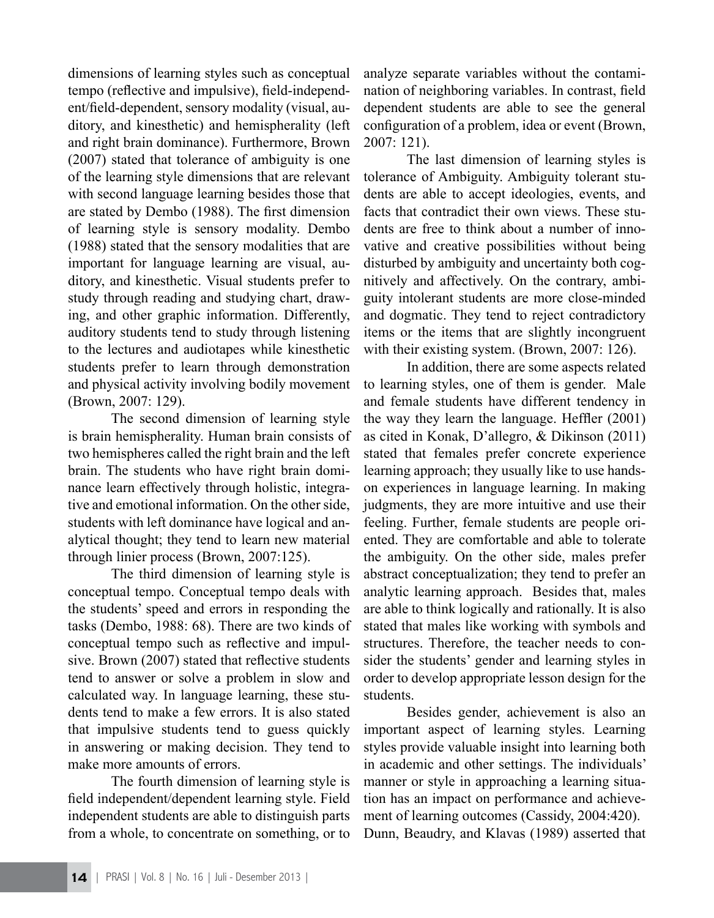dimensions of learning styles such as conceptual tempo (reflective and impulsive), field-independent/field-dependent, sensory modality (visual, auditory, and kinesthetic) and hemispherality (left and right brain dominance). Furthermore, Brown (2007) stated that tolerance of ambiguity is one of the learning style dimensions that are relevant with second language learning besides those that are stated by Dembo (1988). The first dimension of learning style is sensory modality. Dembo (1988) stated that the sensory modalities that are important for language learning are visual, auditory, and kinesthetic. Visual students prefer to study through reading and studying chart, drawing, and other graphic information. Differently, auditory students tend to study through listening to the lectures and audiotapes while kinesthetic students prefer to learn through demonstration and physical activity involving bodily movement (Brown, 2007: 129).

The second dimension of learning style is brain hemispherality. Human brain consists of two hemispheres called the right brain and the left brain. The students who have right brain dominance learn effectively through holistic, integrative and emotional information. On the other side, students with left dominance have logical and analytical thought; they tend to learn new material through linier process (Brown, 2007:125).

The third dimension of learning style is conceptual tempo. Conceptual tempo deals with the students' speed and errors in responding the tasks (Dembo, 1988: 68). There are two kinds of conceptual tempo such as reflective and impulsive. Brown (2007) stated that reflective students tend to answer or solve a problem in slow and calculated way. In language learning, these students tend to make a few errors. It is also stated that impulsive students tend to guess quickly in answering or making decision. They tend to make more amounts of errors.

The fourth dimension of learning style is field independent/dependent learning style. Field independent students are able to distinguish parts from a whole, to concentrate on something, or to analyze separate variables without the contamination of neighboring variables. In contrast, field dependent students are able to see the general configuration of a problem, idea or event (Brown, 2007: 121).

The last dimension of learning styles is tolerance of Ambiguity. Ambiguity tolerant students are able to accept ideologies, events, and facts that contradict their own views. These students are free to think about a number of innovative and creative possibilities without being disturbed by ambiguity and uncertainty both cognitively and affectively. On the contrary, ambiguity intolerant students are more close-minded and dogmatic. They tend to reject contradictory items or the items that are slightly incongruent with their existing system. (Brown, 2007: 126).

In addition, there are some aspects related to learning styles, one of them is gender. Male and female students have different tendency in the way they learn the language. Heffler (2001) as cited in Konak, D'allegro, & Dikinson (2011) stated that females prefer concrete experience learning approach; they usually like to use hands-on experiences in language learning. In making judgments, they are more intuitive and use their feeling. Further, female students are people oriented. They are comfortable and able to tolerate the ambiguity. On the other side, males prefer abstract conceptualization; they tend to prefer an analytic learning approach. Besides that, males are able to think logically and rationally. It is also stated that males like working with symbols and structures. Therefore, the teacher needs to consider the students' gender and learning styles in order to develop appropriate lesson design for the students.

Besides gender, achievement is also an important aspect of learning styles. Learning styles provide valuable insight into learning both in academic and other settings. The individuals' manner or style in approaching a learning situation has an impact on performance and achievement of learning outcomes (Cassidy, 2004:420). Dunn, Beaudry, and Klavas (1989) asserted that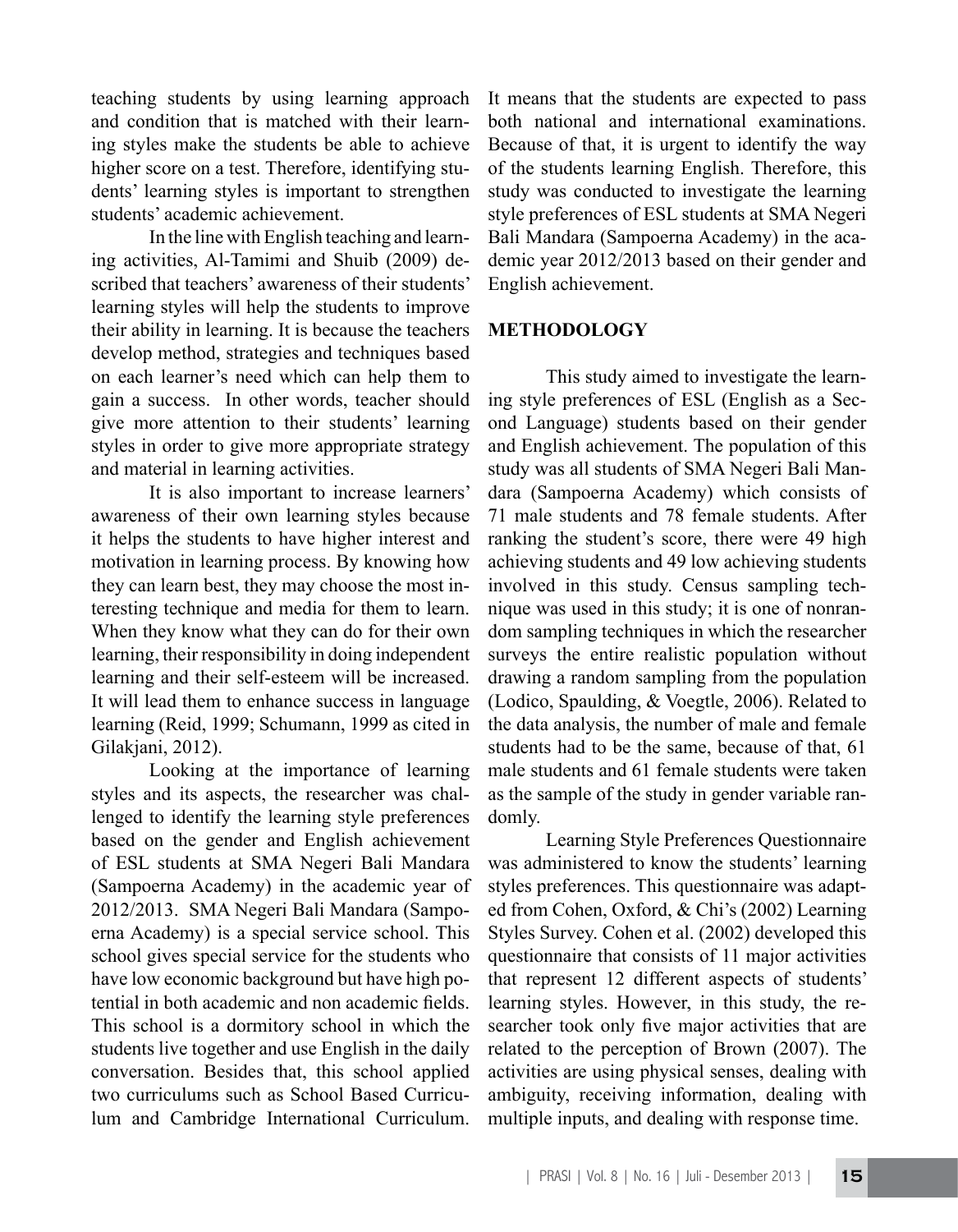teaching students by using learning approach and condition that is matched with their learning styles make the students be able to achieve higher score on a test. Therefore, identifying students' learning styles is important to strengthen students' academic achievement.

In the line with English teaching and learning activities, Al-Tamimi and Shuib (2009) described that teachers' awareness of their students' learning styles will help the students to improve their ability in learning. It is because the teachers develop method, strategies and techniques based on each learner's need which can help them to gain a success. In other words, teacher should give more attention to their students' learning styles in order to give more appropriate strategy and material in learning activities.

It is also important to increase learners' awareness of their own learning styles because it helps the students to have higher interest and motivation in learning process. By knowing how they can learn best, they may choose the most interesting technique and media for them to learn. When they know what they can do for their own learning, their responsibility in doing independent learning and their self-esteem will be increased. It will lead them to enhance success in language learning (Reid, 1999; Schumann, 1999 as cited in Gilakjani, 2012).

Looking at the importance of learning styles and its aspects, the researcher was challenged to identify the learning style preferences based on the gender and English achievement of ESL students at SMA Negeri Bali Mandara (Sampoerna Academy) in the academic year of 2012/2013. SMA Negeri Bali Mandara (Sampoerna Academy) is a special service school. This school gives special service for the students who have low economic background but have high potential in both academic and non academic fields. This school is a dormitory school in which the students live together and use English in the daily conversation. Besides that, this school applied two curriculums such as School Based Curriculum and Cambridge International Curriculum. It means that the students are expected to pass both national and international examinations. Because of that, it is urgent to identify the way of the students learning English. Therefore, this study was conducted to investigate the learning style preferences of ESL students at SMA Negeri Bali Mandara (Sampoerna Academy) in the academic year 2012/2013 based on their gender and English achievement.

## METHODOLOGY

This study aimed to investigate the learning style preferences of ESL (English as a Second Language) students based on their gender and English achievement. The population of this study was all students of SMA Negeri Bali Mandara (Sampoerna Academy) which consists of 71 male students and 78 female students. After ranking the student's score, there were 49 high achieving students and 49 low achieving students involved in this study. Census sampling technique was used in this study; it is one of nonrandom sampling techniques in which the researcher surveys the entire realistic population without drawing a random sampling from the population (Lodico, Spaulding, & Voegtle, 2006). Related to the data analysis, the number of male and female students had to be the same, because of that, 61 male students and 61 female students were taken as the sample of the study in gender variable randomly.

Learning Style Preferences Questionnaire was administered to know the students' learning styles preferences. This questionnaire was adapted from Cohen, Oxford, & Chi's (2002) Learning Styles Survey. Cohen et al. (2002) developed this questionnaire that consists of 11 major activities that represent 12 different aspects of students' learning styles. However, in this study, the researcher took only five major activities that are related to the perception of Brown (2007). The activities are using physical senses, dealing with ambiguity, receiving information, dealing with multiple inputs, and dealing with response time.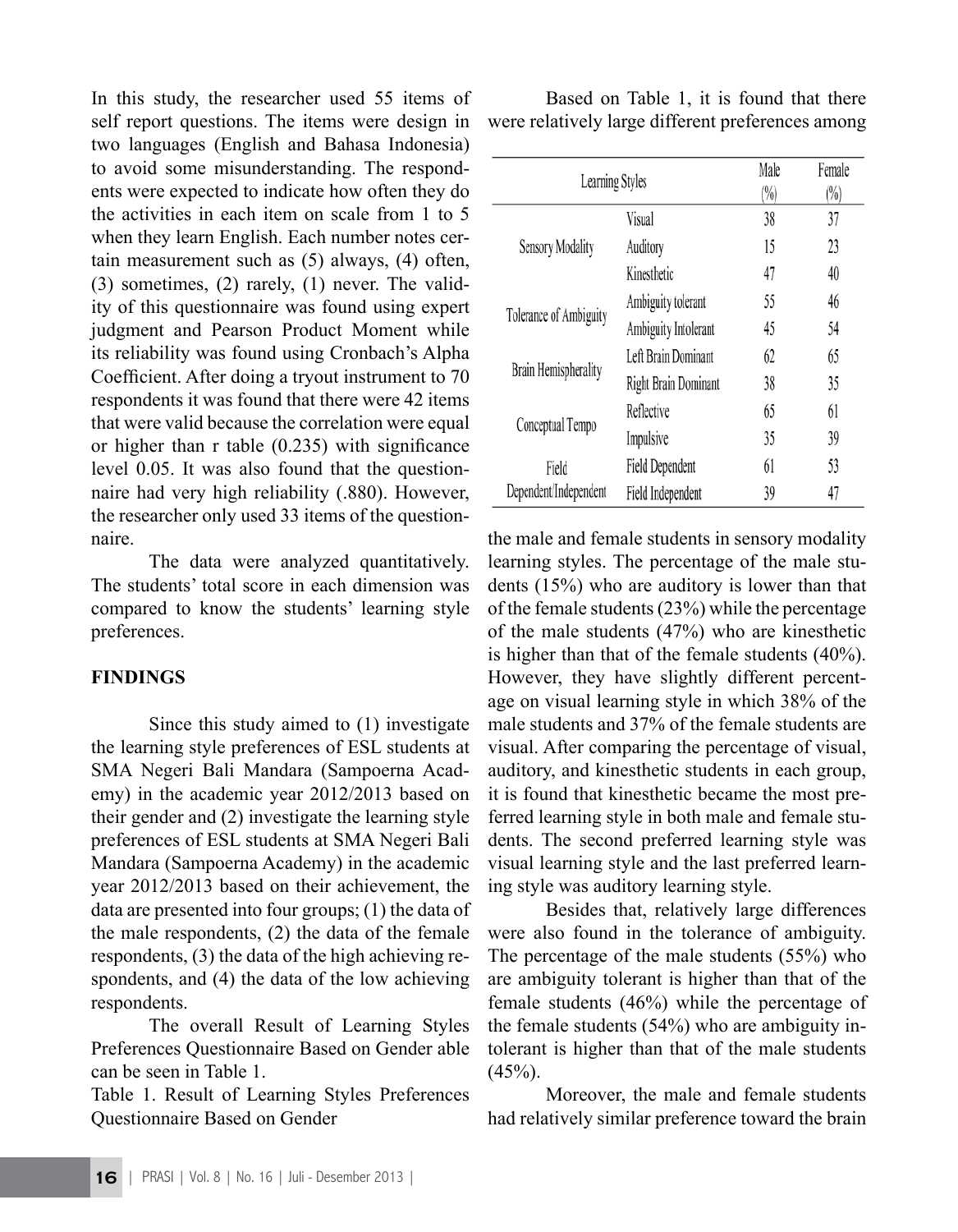In this study, the researcher used 55 items of self report questions. The items were design in two languages (English and Bahasa Indonesia) to avoid some misunderstanding. The respondents were expected to indicate how often they do the activities in each item on scale from 1 to 5 when they learn English. Each number notes certain measurement such as (5) always, (4) often, (3) sometimes, (2) rarely, (1) never. The validity of this questionnaire was found using expert judgment and Pearson Product Moment while its reliability was found using Cronbach's Alpha Coefficient. After doing a tryout instrument to 70 respondents it was found that there were 42 items that were valid because the correlation were equal or higher than r table (0.235) with significance level 0.05. It was also found that the questionnaire had very high reliability (.880). However, the researcher only used 33 items of the questionnaire.

The data were analyzed quantitatively. The students' total score in each dimension was compared to know the students' learning style preferences.

## FINDINGS

Since this study aimed to (1) investigate the learning style preferences of ESL students at SMA Negeri Bali Mandara (Sampoerna Academy) in the academic year 2012/2013 based on their gender and (2) investigate the learning style preferences of ESL students at SMA Negeri Bali Mandara (Sampoerna Academy) in the academic year 2012/2013 based on their achievement, the data are presented into four groups; (1) the data of the male respondents, (2) the data of the female respondents, (3) the data of the high achieving respondents, and (4) the data of the low achieving respondents.

The overall Result of Learning Styles Preferences Questionnaire Based on Gender able can be seen in Table 1.

Table 1. Result of Learning Styles Preferences Questionnaire Based on Gender

| Learning Styles | | Male (%) | Female (%) |
|---|---|---|---|
| Sensory Modality | Visual | 38 | 37 |
| | Auditory | 15 | 23 |
| | Kinesthetic | 47 | 40 |
| Tolerance of Ambiguity | Ambiguity tolerant | 55 | 46 |
| | Ambiguity Intolerant | 45 | 54 |
| Brain Hemispherality | Left Brain Dominant | 62 | 65 |
| | Right Brain Dominant | 38 | 35 |
| Conceptual Tempo | Reflective | 65 | 61 |
| | Impulsive | 35 | 39 |
| Field Dependent/Independent | Field Dependent | 61 | 53 |
| | Field Independent | 39 | 47 |

Based on Table 1, it is found that there were relatively large different preferences among the male and female students in sensory modality learning styles. The percentage of the male students (15%) who are auditory is lower than that of the female students (23%) while the percentage of the male students (47%) who are kinesthetic is higher than that of the female students (40%). However, they have slightly different percentage on visual learning style in which 38% of the male students and 37% of the female students are visual. After comparing the percentage of visual, auditory, and kinesthetic students in each group, it is found that kinesthetic became the most preferred learning style in both male and female students. The second preferred learning style was visual learning style and the last preferred learning style was auditory learning style.

Besides that, relatively large differences were also found in the tolerance of ambiguity. The percentage of the male students (55%) who are ambiguity tolerant is higher than that of the female students (46%) while the percentage of the female students (54%) who are ambiguity intolerant is higher than that of the male students (45%).

Moreover, the male and female students had relatively similar preference toward the brain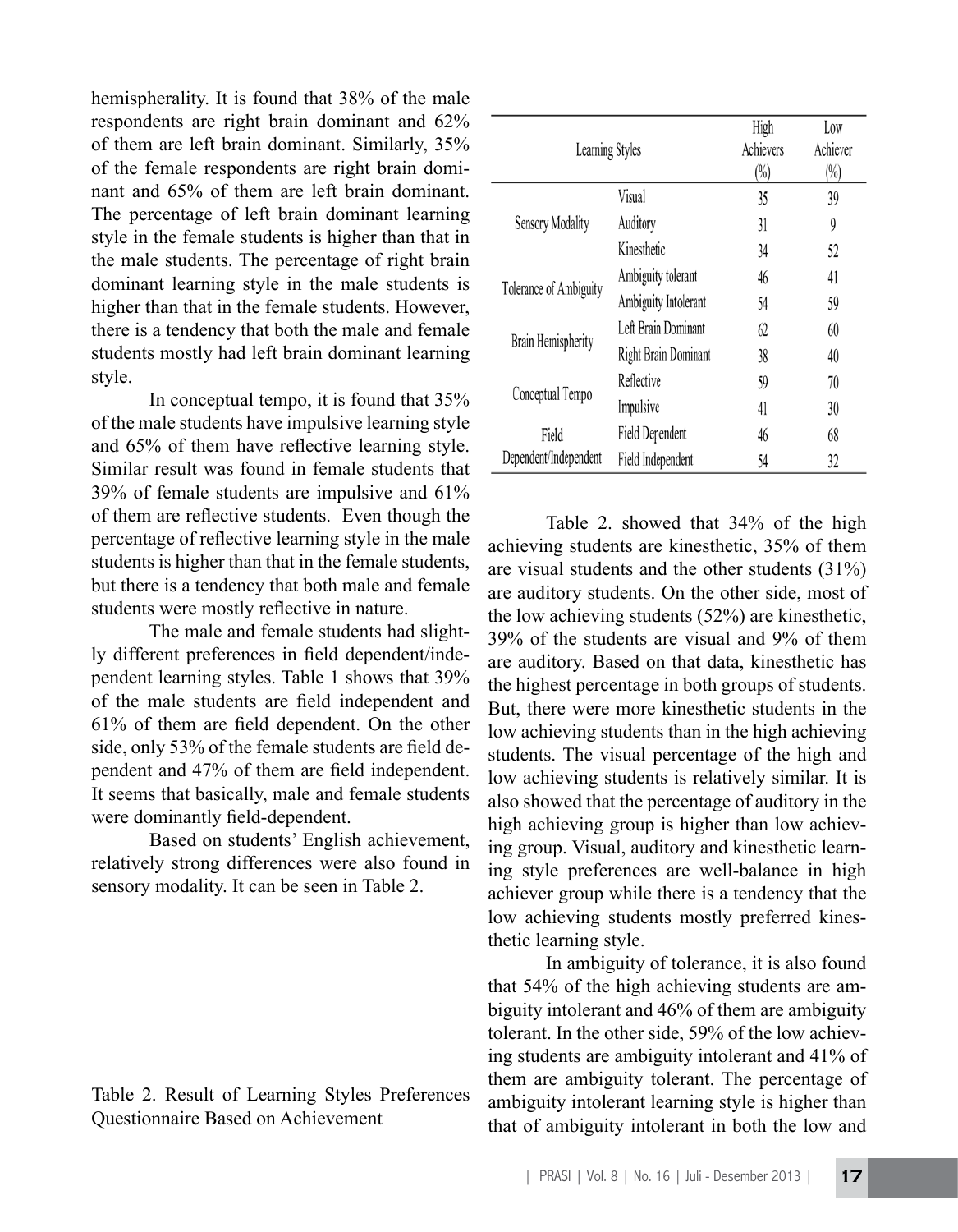hemispherality. It is found that 38% of the male respondents are right brain dominant and 62% of them are left brain dominant. Similarly, 35% of the female respondents are right brain dominant and 65% of them are left brain dominant. The percentage of left brain dominant learning style in the female students is higher than that in the male students. The percentage of right brain dominant learning style in the male students is higher than that in the female students. However, there is a tendency that both the male and female students mostly had left brain dominant learning style.

In conceptual tempo, it is found that 35% of the male students have impulsive learning style and 65% of them have reflective learning style. Similar result was found in female students that 39% of female students are impulsive and 61% of them are reflective students. Even though the percentage of reflective learning style in the male students is higher than that in the female students, but there is a tendency that both male and female students were mostly reflective in nature.

The male and female students had slightly different preferences in field dependent/independent learning styles. Table 1 shows that 39% of the male students are field independent and 61% of them are field dependent. On the other side, only 53% of the female students are field dependent and 47% of them are field independent. It seems that basically, male and female students were dominantly field-dependent.

Based on students' English achievement, relatively strong differences were also found in sensory modality. It can be seen in Table 2.

Table 2. Result of Learning Styles Preferences Questionnaire Based on Achievement

| Learning Styles | | High Achievers (%) | Low Achiever (%) |
|---|---|---|---|
| Sensory Modality | Visual | 35 | 39 |
| | Auditory | 31 | 9 |
| | Kinesthetic | 34 | 52 |
| Tolerance of Ambiguity | Ambiguity tolerant | 46 | 41 |
| | Ambiguity Intolerant | 54 | 59 |
| Brain Hemispherity | Left Brain Dominant | 62 | 60 |
| | Right Brain Dominant | 38 | 40 |
| Conceptual Tempo | Reflective | 59 | 70 |
| | Impulsive | 41 | 30 |
| Field Dependent/Independent | Field Dependent | 46 | 68 |
| | Field Independent | 54 | 32 |

Table 2. showed that 34% of the high achieving students are kinesthetic, 35% of them are visual students and the other students (31%) are auditory students. On the other side, most of the low achieving students (52%) are kinesthetic, 39% of the students are visual and 9% of them are auditory. Based on that data, kinesthetic has the highest percentage in both groups of students. But, there were more kinesthetic students in the low achieving students than in the high achieving students. The visual percentage of the high and low achieving students is relatively similar. It is also showed that the percentage of auditory in the high achieving group is higher than low achieving group. Visual, auditory and kinesthetic learning style preferences are well-balance in high achiever group while there is a tendency that the low achieving students mostly preferred kinesthetic learning style.

In ambiguity of tolerance, it is also found that 54% of the high achieving students are ambiguity intolerant and 46% of them are ambiguity tolerant. In the other side, 59% of the low achieving students are ambiguity intolerant and 41% of them are ambiguity tolerant. The percentage of ambiguity intolerant learning style is higher than that of ambiguity intolerant in both the low and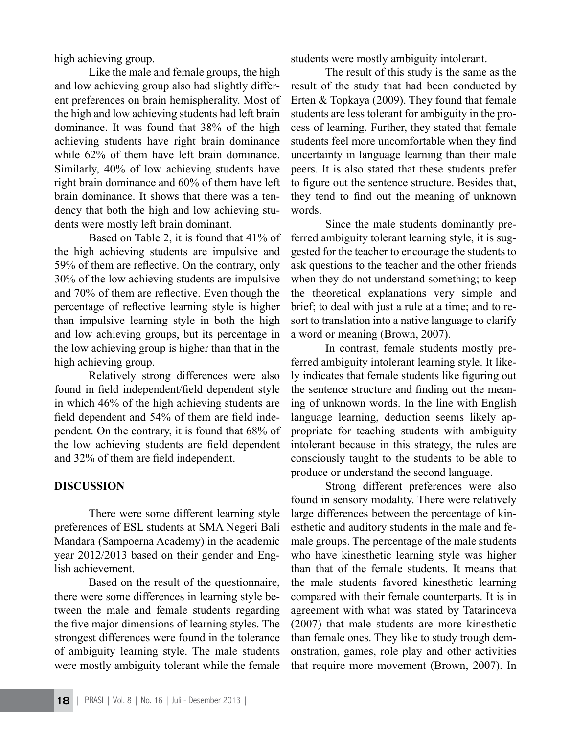high achieving group.

Like the male and female groups, the high and low achieving group also had slightly different preferences on brain hemispherality. Most of the high and low achieving students had left brain dominance. It was found that 38% of the high achieving students have right brain dominance while 62% of them have left brain dominance. Similarly, 40% of low achieving students have right brain dominance and 60% of them have left brain dominance. It shows that there was a tendency that both the high and low achieving students were mostly left brain dominant.

Based on Table 2, it is found that 41% of the high achieving students are impulsive and 59% of them are reflective. On the contrary, only 30% of the low achieving students are impulsive and 70% of them are reflective. Even though the percentage of reflective learning style is higher than impulsive learning style in both the high and low achieving groups, but its percentage in the low achieving group is higher than that in the high achieving group.

Relatively strong differences were also found in field independent/field dependent style in which 46% of the high achieving students are field dependent and 54% of them are field independent. On the contrary, it is found that 68% of the low achieving students are field dependent and 32% of them are field independent.

## DISCUSSION

There were some different learning style preferences of ESL students at SMA Negeri Bali Mandara (Sampoerna Academy) in the academic year 2012/2013 based on their gender and English achievement.

Based on the result of the questionnaire, there were some differences in learning style between the male and female students regarding the five major dimensions of learning styles. The strongest differences were found in the tolerance of ambiguity learning style. The male students were mostly ambiguity tolerant while the female students were mostly ambiguity intolerant.

The result of this study is the same as the result of the study that had been conducted by Erten & Topkaya (2009). They found that female students are less tolerant for ambiguity in the process of learning. Further, they stated that female students feel more uncomfortable when they find uncertainty in language learning than their male peers. It is also stated that these students prefer to figure out the sentence structure. Besides that, they tend to find out the meaning of unknown words.

Since the male students dominantly preferred ambiguity tolerant learning style, it is suggested for the teacher to encourage the students to ask questions to the teacher and the other friends when they do not understand something; to keep the theoretical explanations very simple and brief; to deal with just a rule at a time; and to resort to translation into a native language to clarify a word or meaning (Brown, 2007).

In contrast, female students mostly preferred ambiguity intolerant learning style. It likely indicates that female students like figuring out the sentence structure and finding out the meaning of unknown words. In the line with English language learning, deduction seems likely appropriate for teaching students with ambiguity intolerant because in this strategy, the rules are consciously taught to the students to be able to produce or understand the second language.

Strong different preferences were also found in sensory modality. There were relatively large differences between the percentage of kinesthetic and auditory students in the male and female groups. The percentage of the male students who have kinesthetic learning style was higher than that of the female students. It means that the male students favored kinesthetic learning compared with their female counterparts. It is in agreement with what was stated by Tatarinceva (2007) that male students are more kinesthetic than female ones. They like to study trough demonstration, games, role play and other activities that require more movement (Brown, 2007). In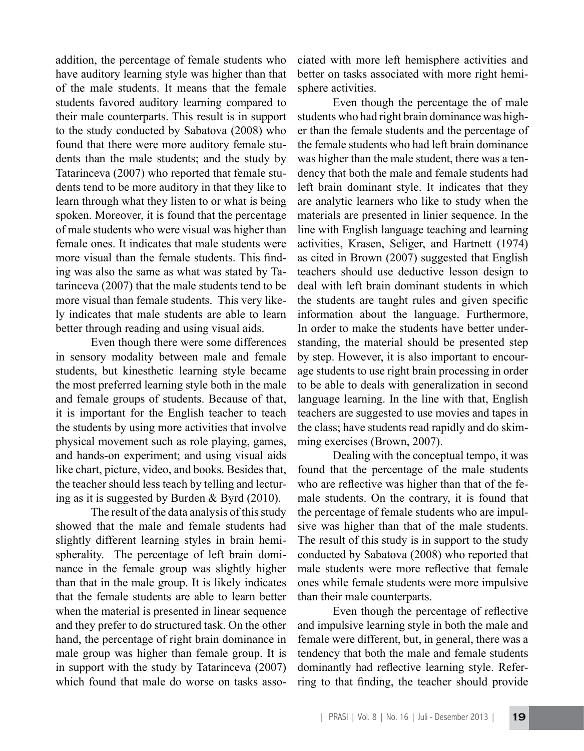addition, the percentage of female students who have auditory learning style was higher than that of the male students. It means that the female students favored auditory learning compared to their male counterparts. This result is in support to the study conducted by Sabatova (2008) who found that there were more auditory female students than the male students; and the study by Tatarinceva (2007) who reported that female students tend to be more auditory in that they like to learn through what they listen to or what is being spoken. Moreover, it is found that the percentage of male students who were visual was higher than female ones. It indicates that male students were more visual than the female students. This finding was also the same as what was stated by Tatarinceva (2007) that the male students tend to be more visual than female students. This very likely indicates that male students are able to learn better through reading and using visual aids.

Even though there were some differences in sensory modality between male and female students, but kinesthetic learning style became the most preferred learning style both in the male and female groups of students. Because of that, it is important for the English teacher to teach the students by using more activities that involve physical movement such as role playing, games, and hands-on experiment; and using visual aids like chart, picture, video, and books. Besides that, the teacher should less teach by telling and lecturing as it is suggested by Burden & Byrd (2010).

The result of the data analysis of this study showed that the male and female students had slightly different learning styles in brain hemispherality. The percentage of left brain dominance in the female group was slightly higher than that in the male group. It is likely indicates that the female students are able to learn better when the material is presented in linear sequence and they prefer to do structured task. On the other hand, the percentage of right brain dominance in male group was higher than female group. It is in support with the study by Tatarinceva (2007) which found that male do worse on tasks associated with more left hemisphere activities and better on tasks associated with more right hemisphere activities.

Even though the percentage the of male students who had right brain dominance was higher than the female students and the percentage of the female students who had left brain dominance was higher than the male student, there was a tendency that both the male and female students had left brain dominant style. It indicates that they are analytic learners who like to study when the materials are presented in linier sequence. In the line with English language teaching and learning activities, Krasen, Seliger, and Hartnett (1974) as cited in Brown (2007) suggested that English teachers should use deductive lesson design to deal with left brain dominant students in which the students are taught rules and given specific information about the language. Furthermore, In order to make the students have better understanding, the material should be presented step by step. However, it is also important to encourage students to use right brain processing in order to be able to deals with generalization in second language learning. In the line with that, English teachers are suggested to use movies and tapes in the class; have students read rapidly and do skimming exercises (Brown, 2007).

Dealing with the conceptual tempo, it was found that the percentage of the male students who are reflective was higher than that of the female students. On the contrary, it is found that the percentage of female students who are impulsive was higher than that of the male students. The result of this study is in support to the study conducted by Sabatova (2008) who reported that male students were more reflective that female ones while female students were more impulsive than their male counterparts.

Even though the percentage of reflective and impulsive learning style in both the male and female were different, but, in general, there was a tendency that both the male and female students dominantly had reflective learning style. Referring to that finding, the teacher should provide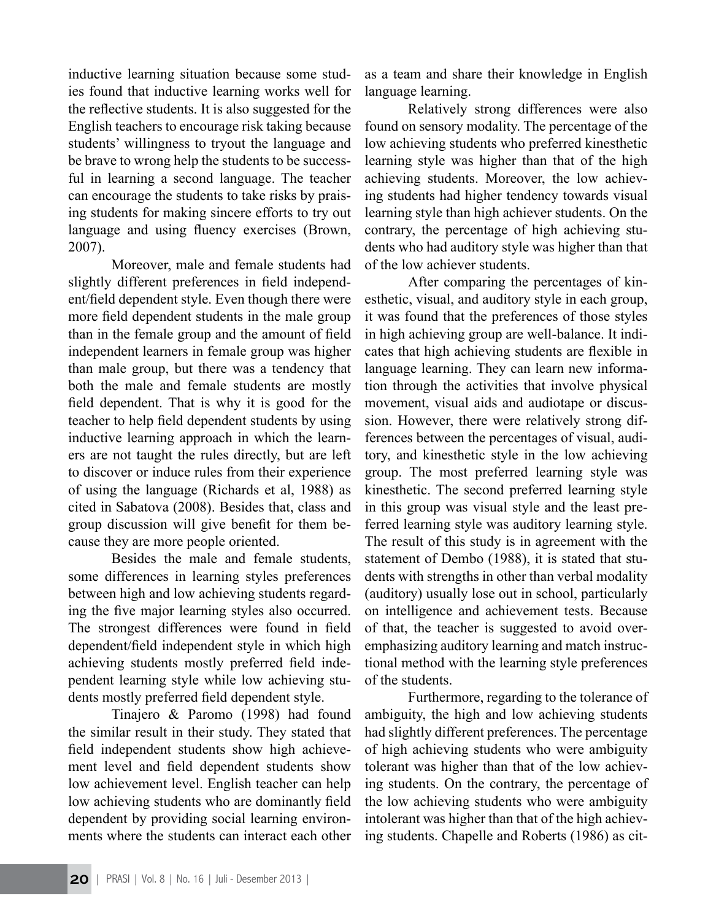inductive learning situation because some studies found that inductive learning works well for the reflective students. It is also suggested for the English teachers to encourage risk taking because students' willingness to tryout the language and be brave to wrong help the students to be successful in learning a second language. The teacher can encourage the students to take risks by praising students for making sincere efforts to try out language and using fluency exercises (Brown, 2007).

Moreover, male and female students had slightly different preferences in field independent/field dependent style. Even though there were more field dependent students in the male group than in the female group and the amount of field independent learners in female group was higher than male group, but there was a tendency that both the male and female students are mostly field dependent. That is why it is good for the teacher to help field dependent students by using inductive learning approach in which the learners are not taught the rules directly, but are left to discover or induce rules from their experience of using the language (Richards et al, 1988) as cited in Sabatova (2008). Besides that, class and group discussion will give benefit for them because they are more people oriented.

Besides the male and female students, some differences in learning styles preferences between high and low achieving students regarding the five major learning styles also occurred. The strongest differences were found in field dependent/field independent style in which high achieving students mostly preferred field independent learning style while low achieving students mostly preferred field dependent style.

Tinajero & Paromo (1998) had found the similar result in their study. They stated that field independent students show high achievement level and field dependent students show low achievement level. English teacher can help low achieving students who are dominantly field dependent by providing social learning environments where the students can interact each other as a team and share their knowledge in English language learning.

Relatively strong differences were also found on sensory modality. The percentage of the low achieving students who preferred kinesthetic learning style was higher than that of the high achieving students. Moreover, the low achieving students had higher tendency towards visual learning style than high achiever students. On the contrary, the percentage of high achieving students who had auditory style was higher than that of the low achiever students.

After comparing the percentages of kinesthetic, visual, and auditory style in each group, it was found that the preferences of those styles in high achieving group are well-balance. It indicates that high achieving students are flexible in language learning. They can learn new information through the activities that involve physical movement, visual aids and audiotape or discussion. However, there were relatively strong differences between the percentages of visual, auditory, and kinesthetic style in the low achieving group. The most preferred learning style was kinesthetic. The second preferred learning style in this group was visual style and the least preferred learning style was auditory learning style. The result of this study is in agreement with the statement of Dembo (1988), it is stated that students with strengths in other than verbal modality (auditory) usually lose out in school, particularly on intelligence and achievement tests. Because of that, the teacher is suggested to avoid overemphasizing auditory learning and match instructional method with the learning style preferences of the students.

Furthermore, regarding to the tolerance of ambiguity, the high and low achieving students had slightly different preferences. The percentage of high achieving students who were ambiguity tolerant was higher than that of the low achieving students. On the contrary, the percentage of the low achieving students who were ambiguity intolerant was higher than that of the high achieving students. Chapelle and Roberts (1986) as cit-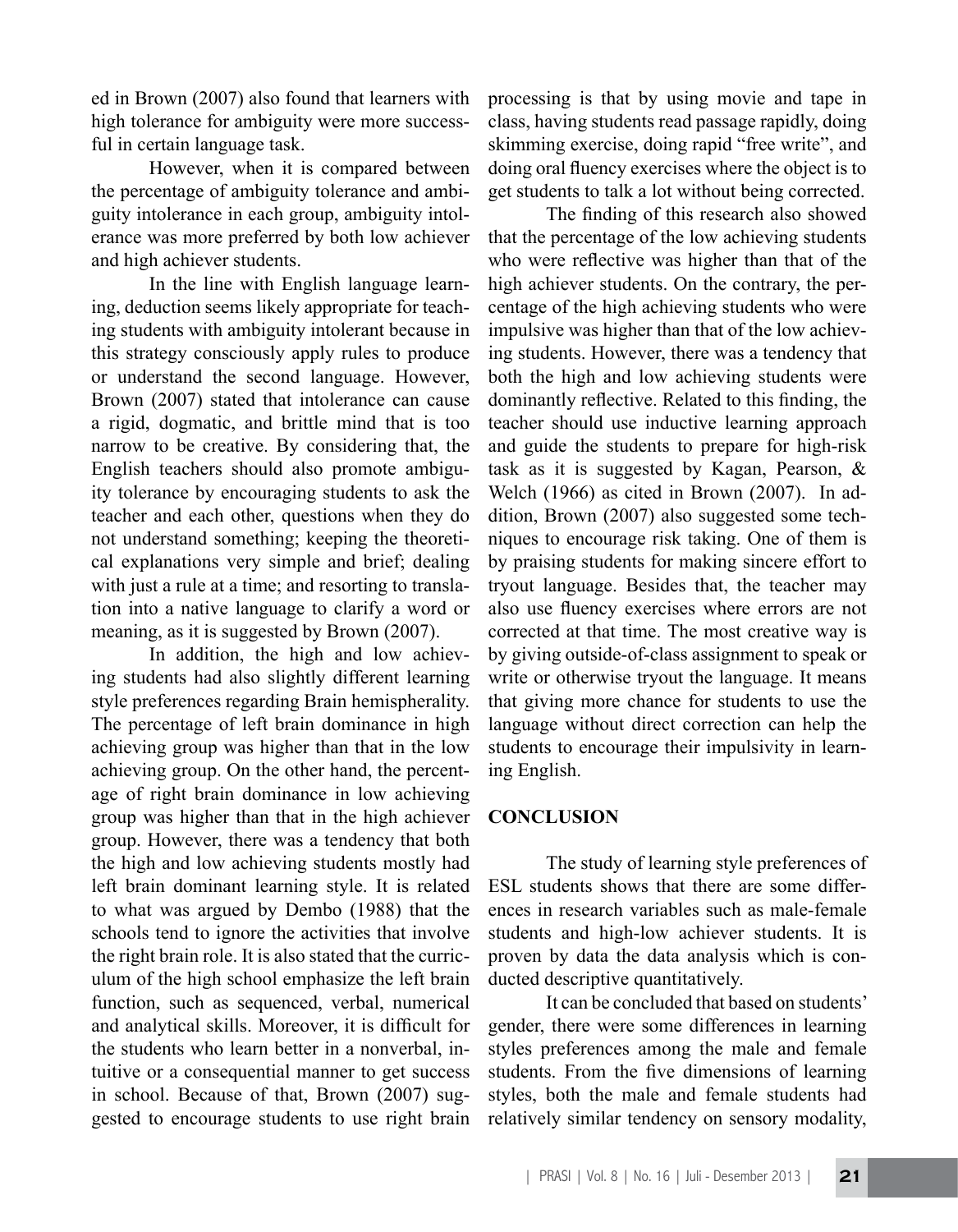ed in Brown (2007) also found that learners with high tolerance for ambiguity were more successful in certain language task.

However, when it is compared between the percentage of ambiguity tolerance and ambiguity intolerance in each group, ambiguity intolerance was more preferred by both low achiever and high achiever students.

In the line with English language learning, deduction seems likely appropriate for teaching students with ambiguity intolerant because in this strategy consciously apply rules to produce or understand the second language. However, Brown (2007) stated that intolerance can cause a rigid, dogmatic, and brittle mind that is too narrow to be creative. By considering that, the English teachers should also promote ambiguity tolerance by encouraging students to ask the teacher and each other, questions when they do not understand something; keeping the theoretical explanations very simple and brief; dealing with just a rule at a time; and resorting to translation into a native language to clarify a word or meaning, as it is suggested by Brown (2007).

In addition, the high and low achieving students had also slightly different learning style preferences regarding Brain hemispherality. The percentage of left brain dominance in high achieving group was higher than that in the low achieving group. On the other hand, the percentage of right brain dominance in low achieving group was higher than that in the high achiever group. However, there was a tendency that both the high and low achieving students mostly had left brain dominant learning style. It is related to what was argued by Dembo (1988) that the schools tend to ignore the activities that involve the right brain role. It is also stated that the curriculum of the high school emphasize the left brain function, such as sequenced, verbal, numerical and analytical skills. Moreover, it is difficult for the students who learn better in a nonverbal, intuitive or a consequential manner to get success in school. Because of that, Brown (2007) suggested to encourage students to use right brain processing is that by using movie and tape in class, having students read passage rapidly, doing skimming exercise, doing rapid "free write", and doing oral fluency exercises where the object is to get students to talk a lot without being corrected.

The finding of this research also showed that the percentage of the low achieving students who were reflective was higher than that of the high achiever students. On the contrary, the percentage of the high achieving students who were impulsive was higher than that of the low achieving students. However, there was a tendency that both the high and low achieving students were dominantly reflective. Related to this finding, the teacher should use inductive learning approach and guide the students to prepare for high-risk task as it is suggested by Kagan, Pearson, & Welch (1966) as cited in Brown (2007). In addition, Brown (2007) also suggested some techniques to encourage risk taking. One of them is by praising students for making sincere effort to tryout language. Besides that, the teacher may also use fluency exercises where errors are not corrected at that time. The most creative way is by giving outside-of-class assignment to speak or write or otherwise tryout the language. It means that giving more chance for students to use the language without direct correction can help the students to encourage their impulsivity in learning English.

## CONCLUSION

The study of learning style preferences of ESL students shows that there are some differences in research variables such as male-female students and high-low achiever students. It is proven by data the data analysis which is conducted descriptive quantitatively.

It can be concluded that based on students' gender, there were some differences in learning styles preferences among the male and female students. From the five dimensions of learning styles, both the male and female students had relatively similar tendency on sensory modality,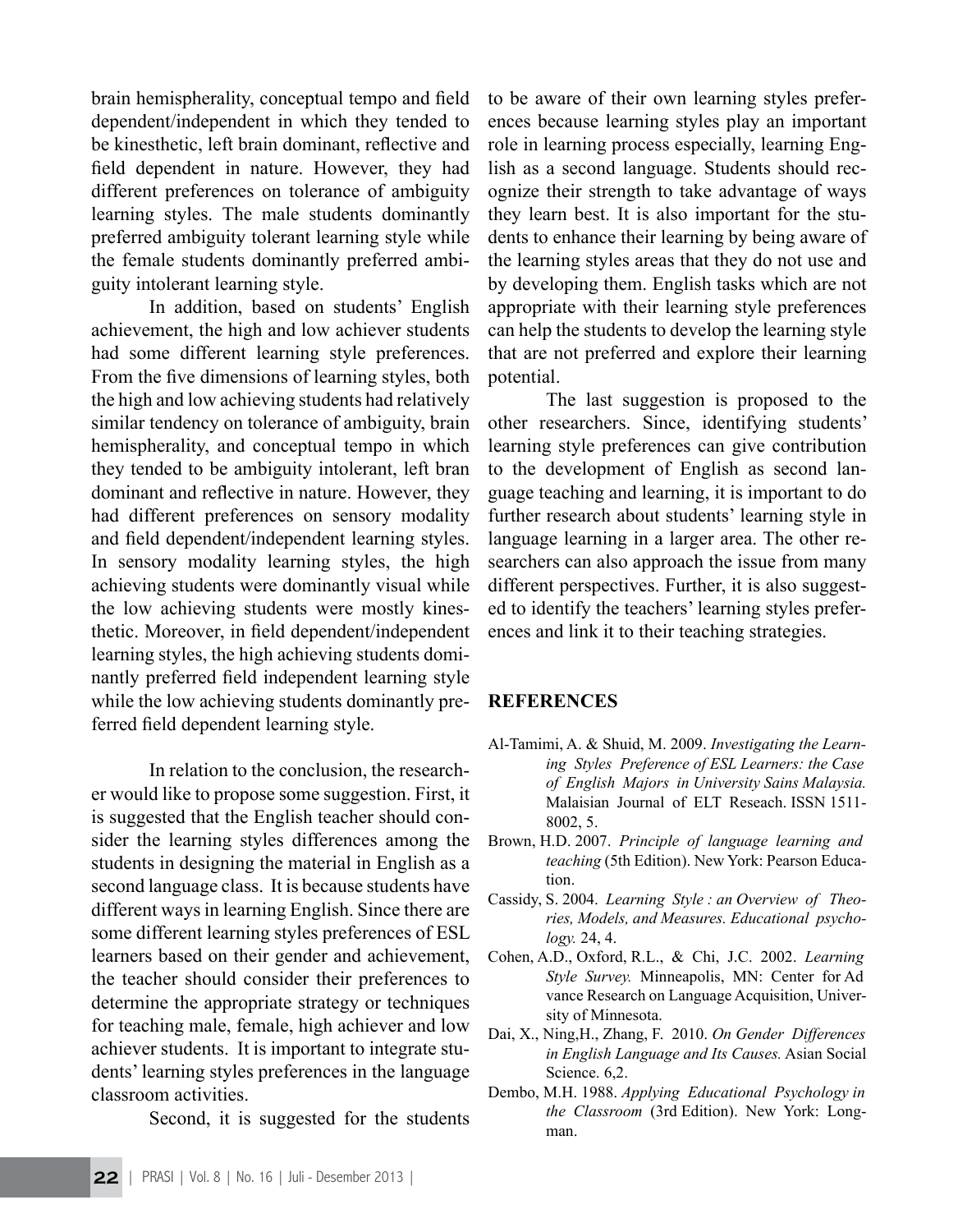brain hemispherality, conceptual tempo and field dependent/independent in which they tended to be kinesthetic, left brain dominant, reflective and field dependent in nature. However, they had different preferences on tolerance of ambiguity learning styles. The male students dominantly preferred ambiguity tolerant learning style while the female students dominantly preferred ambiguity intolerant learning style.

In addition, based on students' English achievement, the high and low achiever students had some different learning style preferences. From the five dimensions of learning styles, both the high and low achieving students had relatively similar tendency on tolerance of ambiguity, brain hemispherality, and conceptual tempo in which they tended to be ambiguity intolerant, left bran dominant and reflective in nature. However, they had different preferences on sensory modality and field dependent/independent learning styles. In sensory modality learning styles, the high achieving students were dominantly visual while the low achieving students were mostly kinesthetic. Moreover, in field dependent/independent learning styles, the high achieving students dominantly preferred field independent learning style while the low achieving students dominantly preferred field dependent learning style.

In relation to the conclusion, the researcher would like to propose some suggestion. First, it is suggested that the English teacher should consider the learning styles differences among the students in designing the material in English as a second language class. It is because students have different ways in learning English. Since there are some different learning styles preferences of ESL learners based on their gender and achievement, the teacher should consider their preferences to determine the appropriate strategy or techniques for teaching male, female, high achiever and low achiever students. It is important to integrate students' learning styles preferences in the language classroom activities.

Second, it is suggested for the students to be aware of their own learning styles preferences because learning styles play an important role in learning process especially, learning English as a second language. Students should recognize their strength to take advantage of ways they learn best. It is also important for the students to enhance their learning by being aware of the learning styles areas that they do not use and by developing them. English tasks which are not appropriate with their learning style preferences can help the students to develop the learning style that are not preferred and explore their learning potential.

The last suggestion is proposed to the other researchers. Since, identifying students' learning style preferences can give contribution to the development of English as second language teaching and learning, it is important to do further research about students' learning style in language learning in a larger area. The other researchers can also approach the issue from many different perspectives. Further, it is also suggested to identify the teachers' learning styles preferences and link it to their teaching strategies.

## REFERENCES

Al-Tamimi, A. & Shuid, M. 2009. *Investigating the Learning Styles Preference of ESL Learners: the Case of English Majors in University Sains Malaysia.* Malaisian Journal of ELT Reseach. ISSN 1511-8002, 5.

Brown, H.D. 2007. *Principle of language learning and teaching* (5th Edition). New York: Pearson Education.

Cassidy, S. 2004. *Learning Style : an Overview of Theories, Models, and Measures. Educational psychology.* 24, 4.

Cohen, A.D., Oxford, R.L., & Chi, J.C. 2002. *Learning Style Survey.* Minneapolis, MN: Center for Ad vance Research on Language Acquisition, University of Minnesota.

Dai, X., Ning,H., Zhang, F. 2010. *On Gender Differences in English Language and Its Causes.* Asian Social Science. 6,2.

Dembo, M.H. 1988. *Applying Educational Psychology in the Classroom* (3rd Edition). New York: Longman.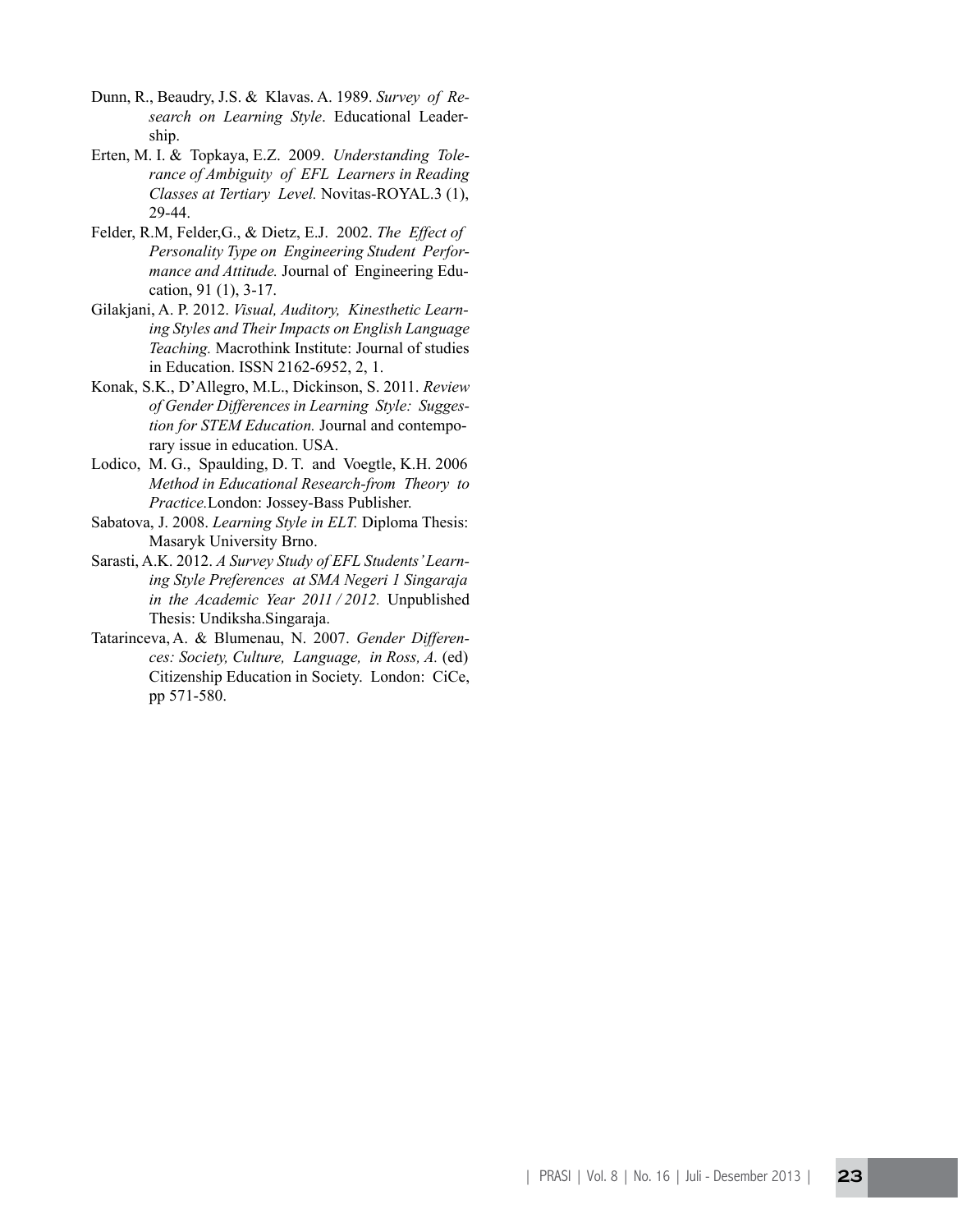Dunn, R., Beaudry, J.S. & Klavas. A. 1989. *Survey of Research on Learning Style*. Educational Leadership.

Erten, M. I. & Topkaya, E.Z. 2009. *Understanding Tolerance of Ambiguity of EFL Learners in Reading Classes at Tertiary Level.* Novitas-ROYAL.3 (1), 29-44.

Felder, R.M, Felder,G., & Dietz, E.J. 2002. *The Effect of Personality Type on Engineering Student Performance and Attitude.* Journal of Engineering Education, 91 (1), 3-17.

Gilakjani, A. P. 2012. *Visual, Auditory, Kinesthetic Learning Styles and Their Impacts on English Language Teaching.* Macrothink Institute: Journal of studies in Education. ISSN 2162-6952, 2, 1.

Konak, S.K., D'Allegro, M.L., Dickinson, S. 2011. *Review of Gender Differences in Learning Style: Suggestion for STEM Education.* Journal and contemporary issue in education. USA.

Lodico, M. G., Spaulding, D. T. and Voegtle, K.H. 2006 *Method in Educational Research-from Theory to Practice.*London: Jossey-Bass Publisher.

Sabatova, J. 2008. *Learning Style in ELT.* Diploma Thesis: Masaryk University Brno.

Sarasti, A.K. 2012. *A Survey Study of EFL Students' Learning Style Preferences at SMA Negeri 1 Singaraja in the Academic Year 2011 / 2012.* Unpublished Thesis: Undiksha.Singaraja.

Tatarinceva, A. & Blumenau, N. 2007. *Gender Differences: Society, Culture, Language, in Ross, A.* (ed) Citizenship Education in Society. London: CiCe, pp 571-580.